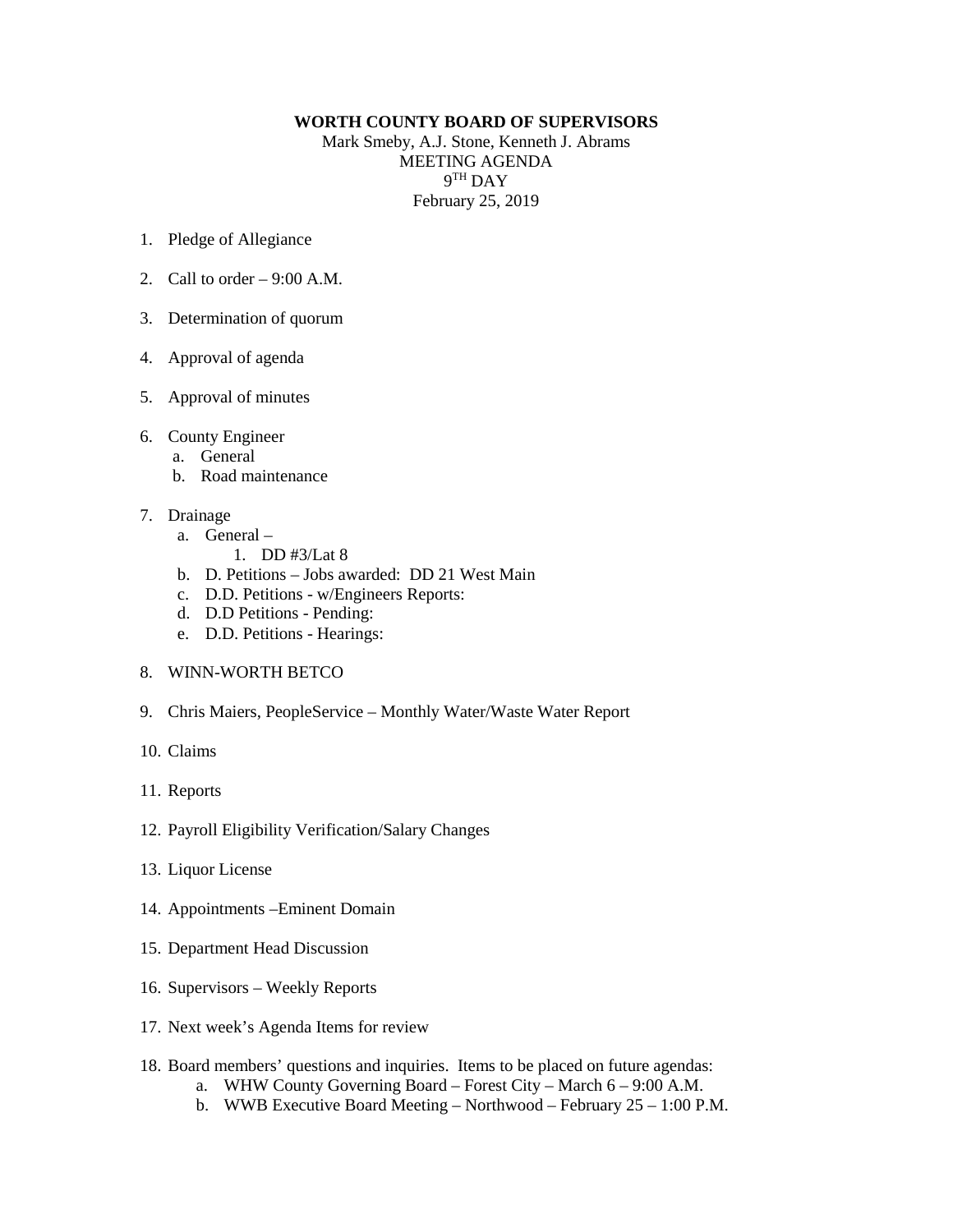# WORTH COUNTY BOARD OF SUPERVISORS

Mark Smeby, A.J. Stone, Kenneth J. Abrams

MEETING AGENDA

9TH DAY

February 25, 2019

1. Pledge of Allegiance

2. Call to order – 9:00 A.M.

3. Determination of quorum

4. Approval of agenda

5. Approval of minutes

6. County Engineer
   a. General
   b. Road maintenance

7. Drainage
   a. General –
      1. DD #3/Lat 8
   b. D. Petitions – Jobs awarded: DD 21 West Main
   c. D.D. Petitions - w/Engineers Reports:
   d. D.D Petitions - Pending:
   e. D.D. Petitions - Hearings:

8. WINN-WORTH BETCO

9. Chris Maiers, PeopleService – Monthly Water/Waste Water Report

10. Claims

11. Reports

12. Payroll Eligibility Verification/Salary Changes

13. Liquor License

14. Appointments –Eminent Domain

15. Department Head Discussion

16. Supervisors – Weekly Reports

17. Next week's Agenda Items for review

18. Board members' questions and inquiries. Items to be placed on future agendas:
    a. WHW County Governing Board – Forest City – March 6 – 9:00 A.M.
    b. WWB Executive Board Meeting – Northwood – February 25 – 1:00 P.M.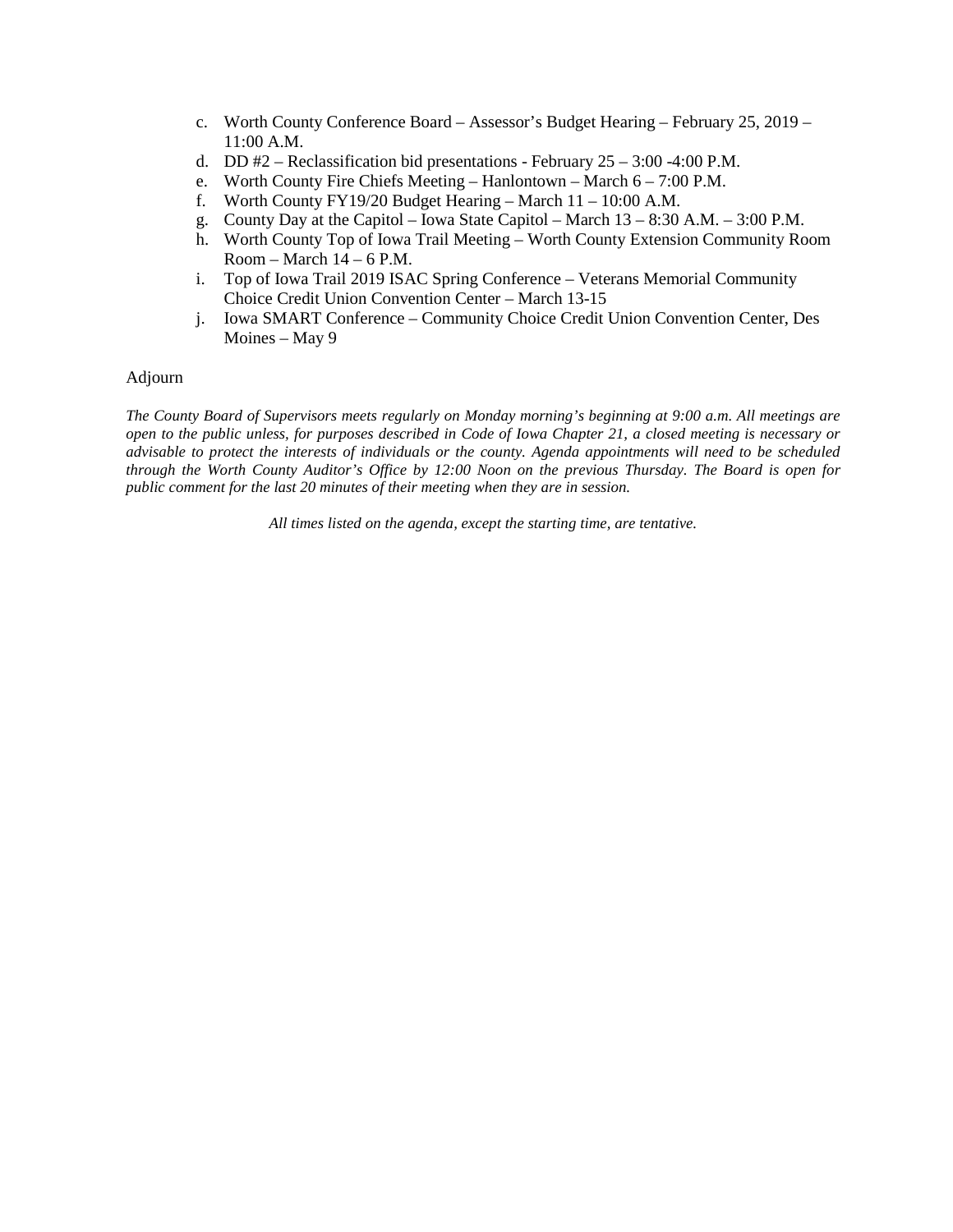c. Worth County Conference Board – Assessor's Budget Hearing – February 25, 2019 – 11:00 A.M.
d. DD #2 – Reclassification bid presentations - February 25 – 3:00 -4:00 P.M.
e. Worth County Fire Chiefs Meeting – Hanlontown – March 6 – 7:00 P.M.
f. Worth County FY19/20 Budget Hearing – March 11 – 10:00 A.M.
g. County Day at the Capitol – Iowa State Capitol – March 13 – 8:30 A.M. – 3:00 P.M.
h. Worth County Top of Iowa Trail Meeting – Worth County Extension Community Room Room – March 14 – 6 P.M.
i. Top of Iowa Trail 2019 ISAC Spring Conference – Veterans Memorial Community Choice Credit Union Convention Center – March 13-15
j. Iowa SMART Conference – Community Choice Credit Union Convention Center, Des Moines – May 9

Adjourn

*The County Board of Supervisors meets regularly on Monday morning's beginning at 9:00 a.m. All meetings are open to the public unless, for purposes described in Code of Iowa Chapter 21, a closed meeting is necessary or advisable to protect the interests of individuals or the county. Agenda appointments will need to be scheduled through the Worth County Auditor's Office by 12:00 Noon on the previous Thursday. The Board is open for public comment for the last 20 minutes of their meeting when they are in session.*

*All times listed on the agenda, except the starting time, are tentative.*